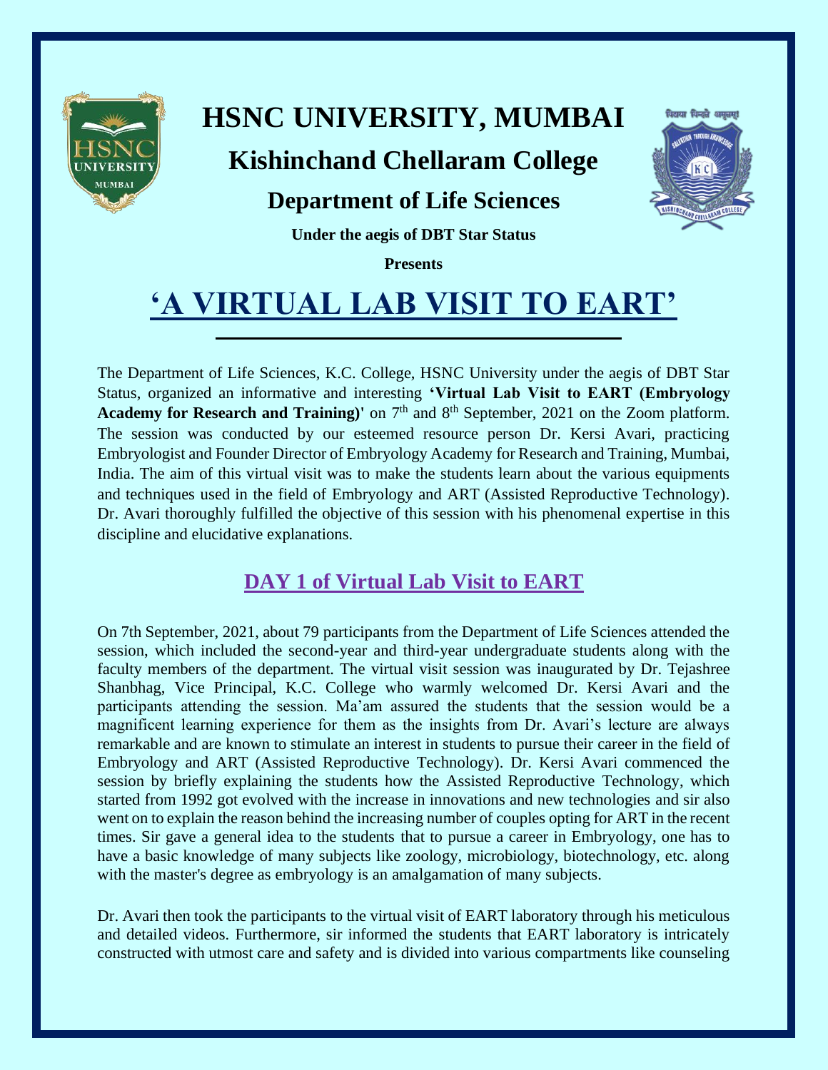# HSNC UNIVERSITY, MUMBAI

## Kishinchand Chellaram College

### Department of Life Sciences

**Under the aegis of DBT Star Status**

**Presents**

# 'A VIRTUAL LAB VISIT TO EART'

The Department of Life Sciences, K.C. College, HSNC University under the aegis of DBT Star Status, organized an informative and interesting **'Virtual Lab Visit to EART (Embryology Academy for Research and Training)'** on 7th and 8th September, 2021 on the Zoom platform. The session was conducted by our esteemed resource person Dr. Kersi Avari, practicing Embryologist and Founder Director of Embryology Academy for Research and Training, Mumbai, India. The aim of this virtual visit was to make the students learn about the various equipments and techniques used in the field of Embryology and ART (Assisted Reproductive Technology). Dr. Avari thoroughly fulfilled the objective of this session with his phenomenal expertise in this discipline and elucidative explanations.

## DAY 1 of Virtual Lab Visit to EART

On 7th September, 2021, about 79 participants from the Department of Life Sciences attended the session, which included the second-year and third-year undergraduate students along with the faculty members of the department. The virtual visit session was inaugurated by Dr. Tejashree Shanbhag, Vice Principal, K.C. College who warmly welcomed Dr. Kersi Avari and the participants attending the session. Ma'am assured the students that the session would be a magnificent learning experience for them as the insights from Dr. Avari's lecture are always remarkable and are known to stimulate an interest in students to pursue their career in the field of Embryology and ART (Assisted Reproductive Technology). Dr. Kersi Avari commenced the session by briefly explaining the students how the Assisted Reproductive Technology, which started from 1992 got evolved with the increase in innovations and new technologies and sir also went on to explain the reason behind the increasing number of couples opting for ART in the recent times. Sir gave a general idea to the students that to pursue a career in Embryology, one has to have a basic knowledge of many subjects like zoology, microbiology, biotechnology, etc. along with the master's degree as embryology is an amalgamation of many subjects.

Dr. Avari then took the participants to the virtual visit of EART laboratory through his meticulous and detailed videos. Furthermore, sir informed the students that EART laboratory is intricately constructed with utmost care and safety and is divided into various compartments like counseling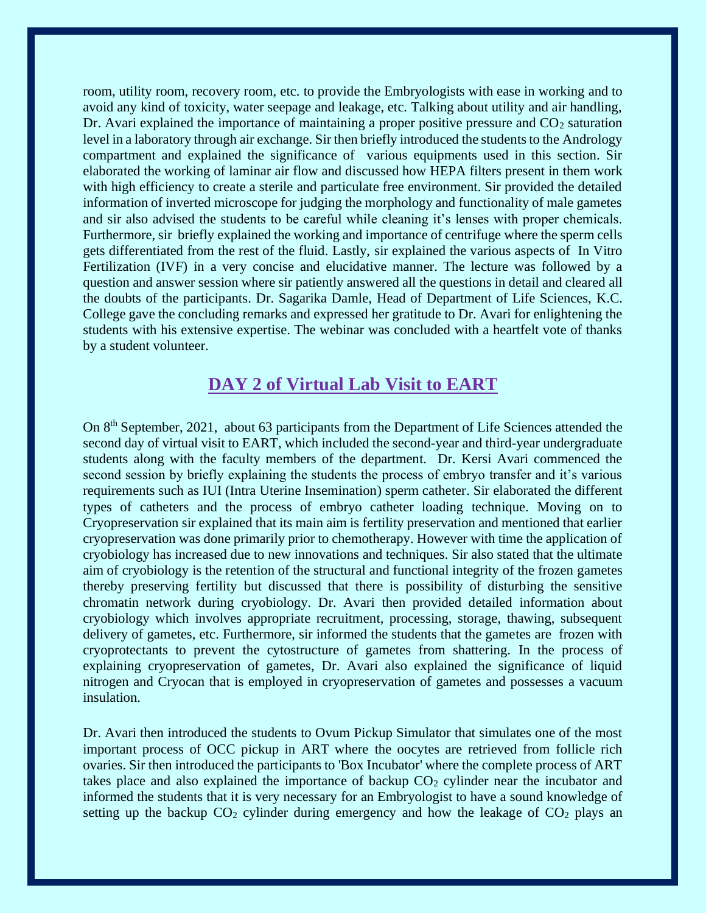room, utility room, recovery room, etc. to provide the Embryologists with ease in working and to avoid any kind of toxicity, water seepage and leakage, etc. Talking about utility and air handling, Dr. Avari explained the importance of maintaining a proper positive pressure and $CO_2$ saturation level in a laboratory through air exchange. Sir then briefly introduced the students to the Andrology compartment and explained the significance of various equipments used in this section. Sir elaborated the working of laminar air flow and discussed how HEPA filters present in them work with high efficiency to create a sterile and particulate free environment. Sir provided the detailed information of inverted microscope for judging the morphology and functionality of male gametes and sir also advised the students to be careful while cleaning it's lenses with proper chemicals. Furthermore, sir briefly explained the working and importance of centrifuge where the sperm cells gets differentiated from the rest of the fluid. Lastly, sir explained the various aspects of In Vitro Fertilization (IVF) in a very concise and elucidative manner. The lecture was followed by a question and answer session where sir patiently answered all the questions in detail and cleared all the doubts of the participants. Dr. Sagarika Damle, Head of Department of Life Sciences, K.C. College gave the concluding remarks and expressed her gratitude to Dr. Avari for enlightening the students with his extensive expertise. The webinar was concluded with a heartfelt vote of thanks by a student volunteer.

## DAY 2 of Virtual Lab Visit to EART

On 8th September, 2021, about 63 participants from the Department of Life Sciences attended the second day of virtual visit to EART, which included the second-year and third-year undergraduate students along with the faculty members of the department. Dr. Kersi Avari commenced the second session by briefly explaining the students the process of embryo transfer and it's various requirements such as IUI (Intra Uterine Insemination) sperm catheter. Sir elaborated the different types of catheters and the process of embryo catheter loading technique. Moving on to Cryopreservation sir explained that its main aim is fertility preservation and mentioned that earlier cryopreservation was done primarily prior to chemotherapy. However with time the application of cryobiology has increased due to new innovations and techniques. Sir also stated that the ultimate aim of cryobiology is the retention of the structural and functional integrity of the frozen gametes thereby preserving fertility but discussed that there is possibility of disturbing the sensitive chromatin network during cryobiology. Dr. Avari then provided detailed information about cryobiology which involves appropriate recruitment, processing, storage, thawing, subsequent delivery of gametes, etc. Furthermore, sir informed the students that the gametes are frozen with cryoprotectants to prevent the cytostructure of gametes from shattering. In the process of explaining cryopreservation of gametes, Dr. Avari also explained the significance of liquid nitrogen and Cryocan that is employed in cryopreservation of gametes and possesses a vacuum insulation.

Dr. Avari then introduced the students to Ovum Pickup Simulator that simulates one of the most important process of OCC pickup in ART where the oocytes are retrieved from follicle rich ovaries. Sir then introduced the participants to 'Box Incubator' where the complete process of ART takes place and also explained the importance of backup $CO_2$ cylinder near the incubator and informed the students that it is very necessary for an Embryologist to have a sound knowledge of setting up the backup $CO_2$ cylinder during emergency and how the leakage of $CO_2$ plays an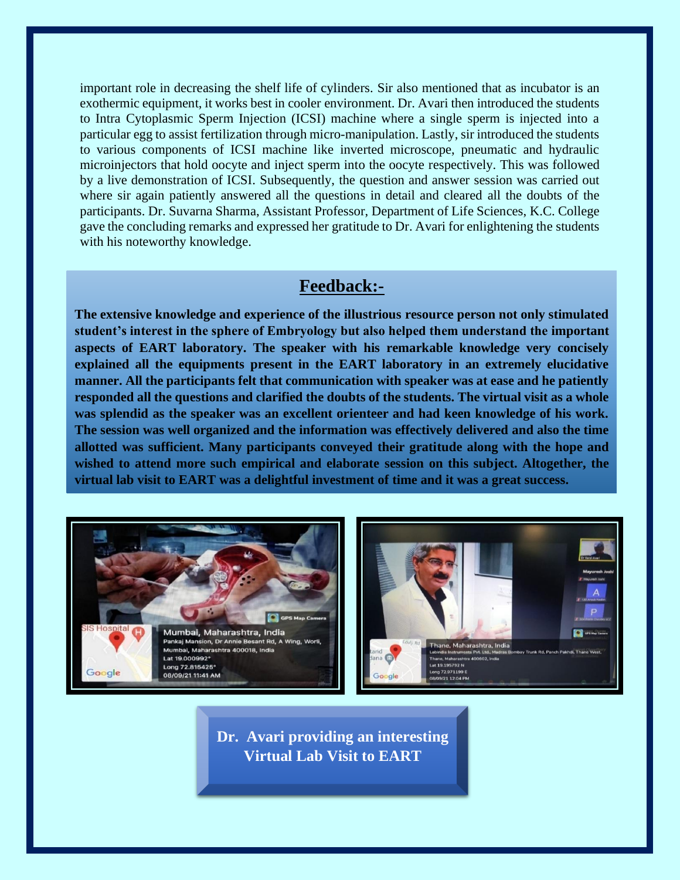important role in decreasing the shelf life of cylinders. Sir also mentioned that as incubator is an exothermic equipment, it works best in cooler environment. Dr. Avari then introduced the students to Intra Cytoplasmic Sperm Injection (ICSI) machine where a single sperm is injected into a particular egg to assist fertilization through micro-manipulation. Lastly, sir introduced the students to various components of ICSI machine like inverted microscope, pneumatic and hydraulic microinjectors that hold oocyte and inject sperm into the oocyte respectively. This was followed by a live demonstration of ICSI. Subsequently, the question and answer session was carried out where sir again patiently answered all the questions in detail and cleared all the doubts of the participants. Dr. Suvarna Sharma, Assistant Professor, Department of Life Sciences, K.C. College gave the concluding remarks and expressed her gratitude to Dr. Avari for enlightening the students with his noteworthy knowledge.

## Feedback:-

**The extensive knowledge and experience of the illustrious resource person not only stimulated student's interest in the sphere of Embryology but also helped them understand the important aspects of EART laboratory. The speaker with his remarkable knowledge very concisely explained all the equipments present in the EART laboratory in an extremely elucidative manner. All the participants felt that communication with speaker was at ease and he patiently responded all the questions and clarified the doubts of the students. The virtual visit as a whole was splendid as the speaker was an excellent orienteer and had keen knowledge of his work. The session was well organized and the information was effectively delivered and also the time allotted was sufficient. Many participants conveyed their gratitude along with the hope and wished to attend more such empirical and elaborate session on this subject. Altogether, the virtual lab visit to EART was a delightful investment of time and it was a great success.**

**Dr. Avari providing an interesting Virtual Lab Visit to EART**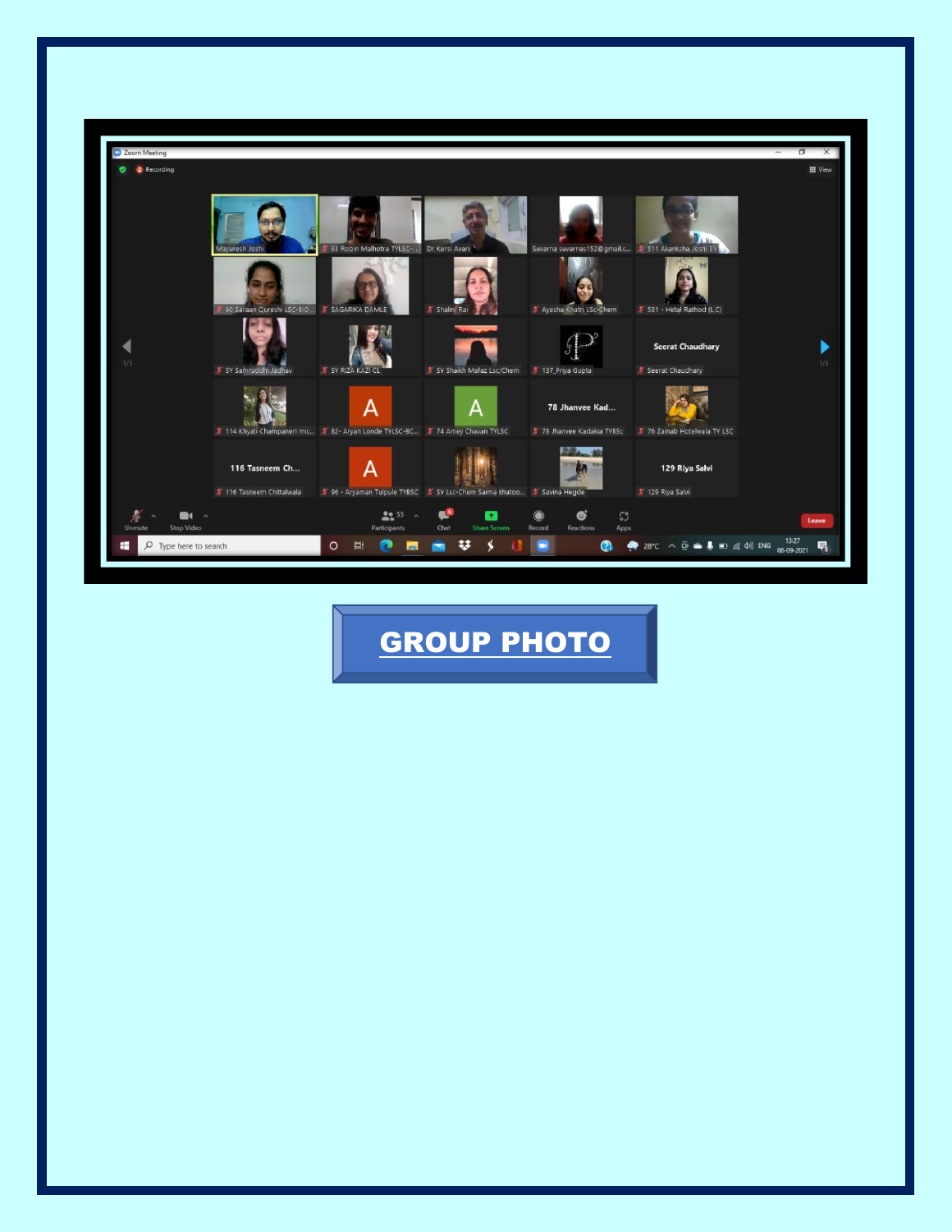**GROUP PHOTO**